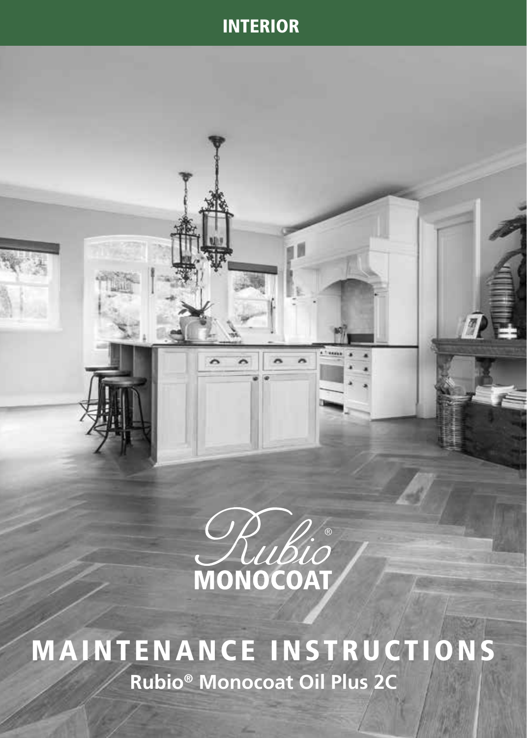INTERIOR

Rubio® MONOCOAT

# MAINTENANCE INSTRUCTIONS

**Rubio® Monocoat Oil Plus 2C**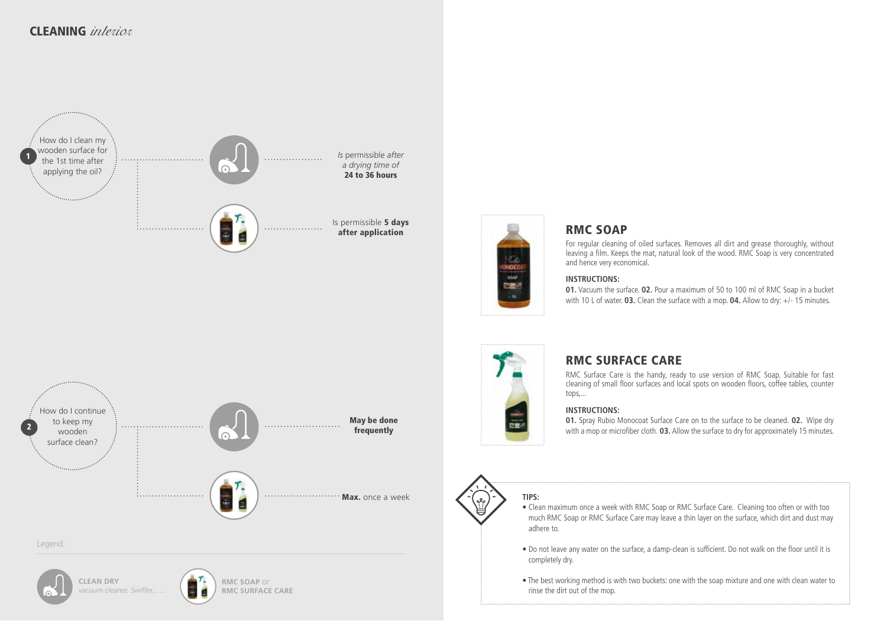## CLEANING *interior*

**1** How do I clean my wooden surface for the 1st time after applying the oil?

- Clean dry: *Is* permissible *after a drying time of* **24 to 36 hours**
- RMC Soap or RMC Surface Care: Is permissible **5 days after application**

**2** How do I continue to keep my wooden surface clean?

- Clean dry: **May be done frequently**
- RMC Soap or RMC Surface Care: **Max.** once a week

Legend:

- **CLEAN DRY** *vacuum cleaner, Swiffer,......*
- **RMC SOAP** or **RMC SURFACE CARE**

### RMC SOAP

For regular cleaning of oiled surfaces. Removes all dirt and grease thoroughly, without leaving a film. Keeps the mat, natural look of the wood. RMC Soap is very concentrated and hence very economical.

**INSTRUCTIONS:**

**01.** Vacuum the surface. **02.** Pour a maximum of 50 to 100 ml of RMC Soap in a bucket with 10 L of water. **03.** Clean the surface with a mop. **04.** Allow to dry: +/- 15 minutes.

### RMC SURFACE CARE

RMC Surface Care is the handy, ready to use version of RMC Soap. Suitable for fast cleaning of small floor surfaces and local spots on wooden floors, coffee tables, counter tops,...

**INSTRUCTIONS:**

**01.** Spray Rubio Monocoat Surface Care on to the surface to be cleaned. **02.** Wipe dry with a mop or microfiber cloth. **03.** Allow the surface to dry for approximately 15 minutes.

**TIPS:**

- Clean maximum once a week with RMC Soap or RMC Surface Care. Cleaning too often or with too much RMC Soap or RMC Surface Care may leave a thin layer on the surface, which dirt and dust may adhere to.
- Do not leave any water on the surface, a damp-clean is sufficient. Do not walk on the floor until it is completely dry.
- The best working method is with two buckets: one with the soap mixture and one with clean water to rinse the dirt out of the mop.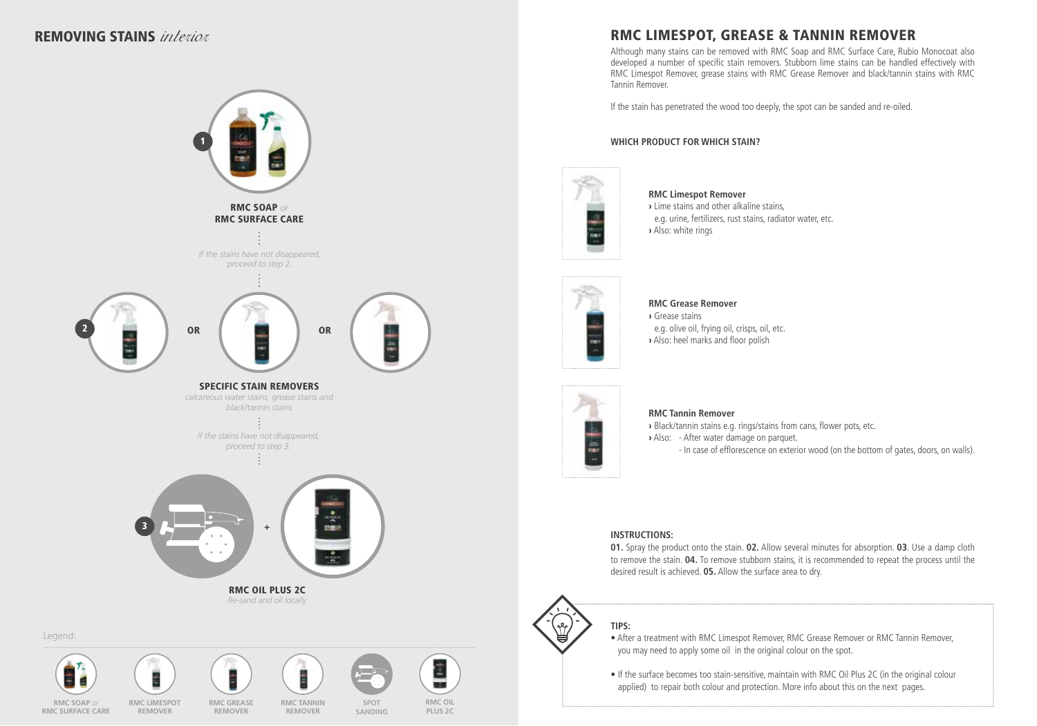## REMOVING STAINS *interior*

**1**

**RMC SOAP** *or* **RMC SURFACE CARE**

*If the stains have not disappeared, proceed to step 2.*

**2**

OR

OR

**SPECIFIC STAIN REMOVERS**

*calcareous water stains, grease stains and black/tannin stains*

*If the stains have not disappeared, proceed to step 3.*

**3**

+

**RMC OIL PLUS 2C**

*Re-sand and oil locally*

Legend:

- RMC SOAP *or* RMC SURFACE CARE
- RMC LIMESPOT REMOVER
- RMC GREASE REMOVER
- RMC TANNIN REMOVER
- SPOT SANDING
- RMC OIL PLUS 2C

## RMC LIMESPOT, GREASE & TANNIN REMOVER

Although many stains can be removed with RMC Soap and RMC Surface Care, Rubio Monocoat also developed a number of specific stain removers. Stubborn lime stains can be handled effectively with RMC Limespot Remover, grease stains with RMC Grease Remover and black/tannin stains with RMC Tannin Remover.

If the stain has penetrated the wood too deeply, the spot can be sanded and re-oiled.

### WHICH PRODUCT FOR WHICH STAIN?

**RMC Limespot Remover**

› Lime stains and other alkaline stains, e.g. urine, fertilizers, rust stains, radiator water, etc.

› Also: white rings

**RMC Grease Remover**

› Grease stains e.g. olive oil, frying oil, crisps, oil, etc.

› Also: heel marks and floor polish

**RMC Tannin Remover**

› Black/tannin stains e.g. rings/stains from cans, flower pots, etc.

› Also:
- After water damage on parquet.
- In case of efflorescence on exterior wood (on the bottom of gates, doors, on walls).

### INSTRUCTIONS:

**01.** Spray the product onto the stain. **02.** Allow several minutes for absorption. **03**. Use a damp cloth to remove the stain. **04.** To remove stubborn stains, it is recommended to repeat the process until the desired result is achieved. **05.** Allow the surface area to dry.

### TIPS:

- After a treatment with RMC Limespot Remover, RMC Grease Remover or RMC Tannin Remover, you may need to apply some oil in the original colour on the spot.
- If the surface becomes too stain-sensitive, maintain with RMC Oil Plus 2C (in the original colour applied) to repair both colour and protection. More info about this on the next pages.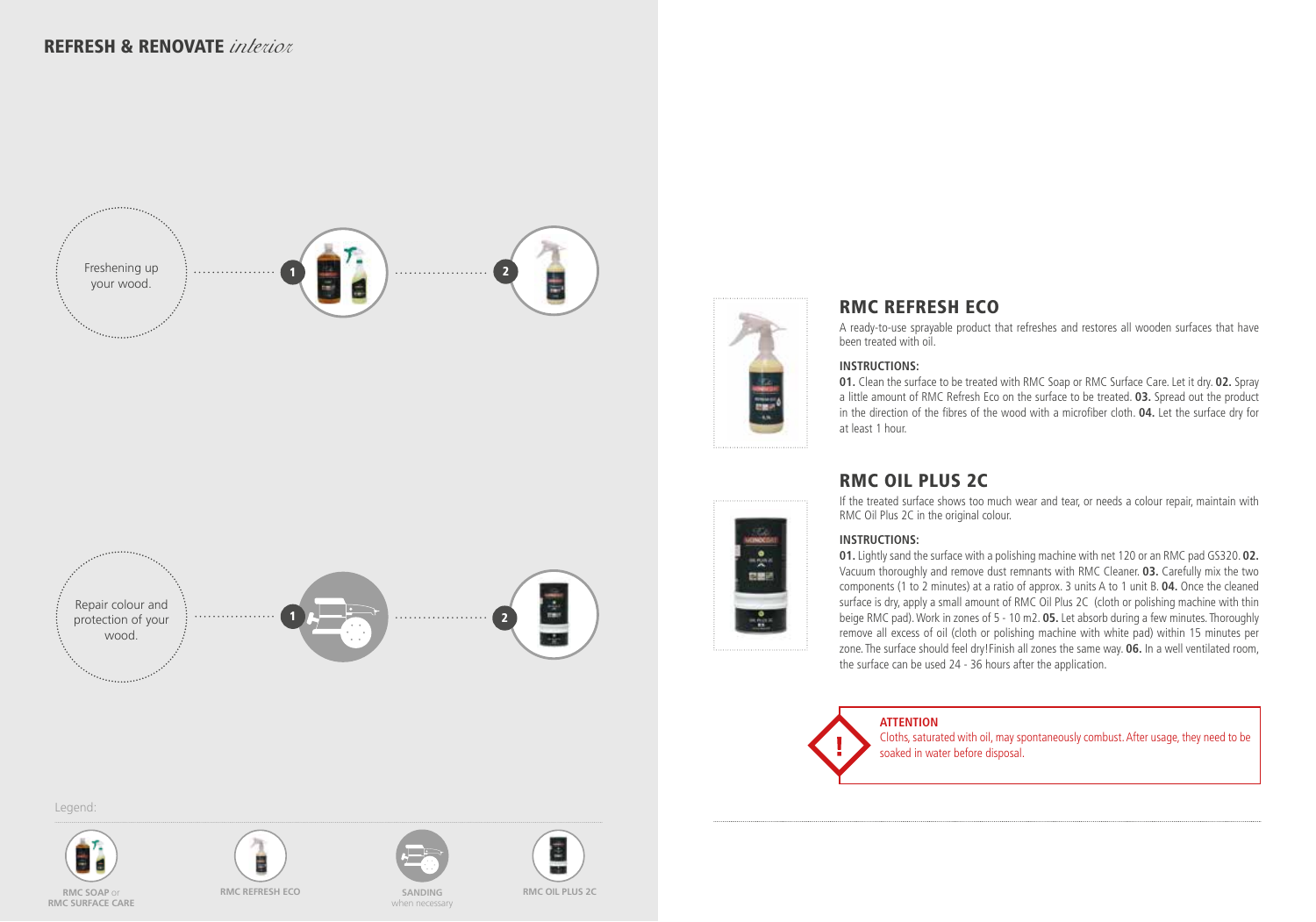## REFRESH & RENOVATE *interior*

Freshening up your wood.

1

2

Repair colour and protection of your wood.

1

2

Legend:

**RMC SOAP** or **RMC SURFACE CARE**

**RMC REFRESH ECO**

**SANDING** when necessary

**RMC OIL PLUS 2C**

## RMC REFRESH ECO

A ready-to-use sprayable product that refreshes and restores all wooden surfaces that have been treated with oil.

### INSTRUCTIONS:

**01.** Clean the surface to be treated with RMC Soap or RMC Surface Care. Let it dry. **02.** Spray a little amount of RMC Refresh Eco on the surface to be treated. **03.** Spread out the product in the direction of the fibres of the wood with a microfiber cloth. **04.** Let the surface dry for at least 1 hour.

## RMC OIL PLUS 2C

If the treated surface shows too much wear and tear, or needs a colour repair, maintain with RMC Oil Plus 2C in the original colour.

### INSTRUCTIONS:

**01.** Lightly sand the surface with a polishing machine with net 120 or an RMC pad GS320. **02.** Vacuum thoroughly and remove dust remnants with RMC Cleaner. **03.** Carefully mix the two components (1 to 2 minutes) at a ratio of approx. 3 units A to 1 unit B. **04.** Once the cleaned surface is dry, apply a small amount of RMC Oil Plus 2C (cloth or polishing machine with thin beige RMC pad). Work in zones of 5 - 10 m2. **05.** Let absorb during a few minutes. Thoroughly remove all excess of oil (cloth or polishing machine with white pad) within 15 minutes per zone. The surface should feel dry! Finish all zones the same way. **06.** In a well ventilated room, the surface can be used 24 - 36 hours after the application.

**ATTENTION**

Cloths, saturated with oil, may spontaneously combust. After usage, they need to be soaked in water before disposal.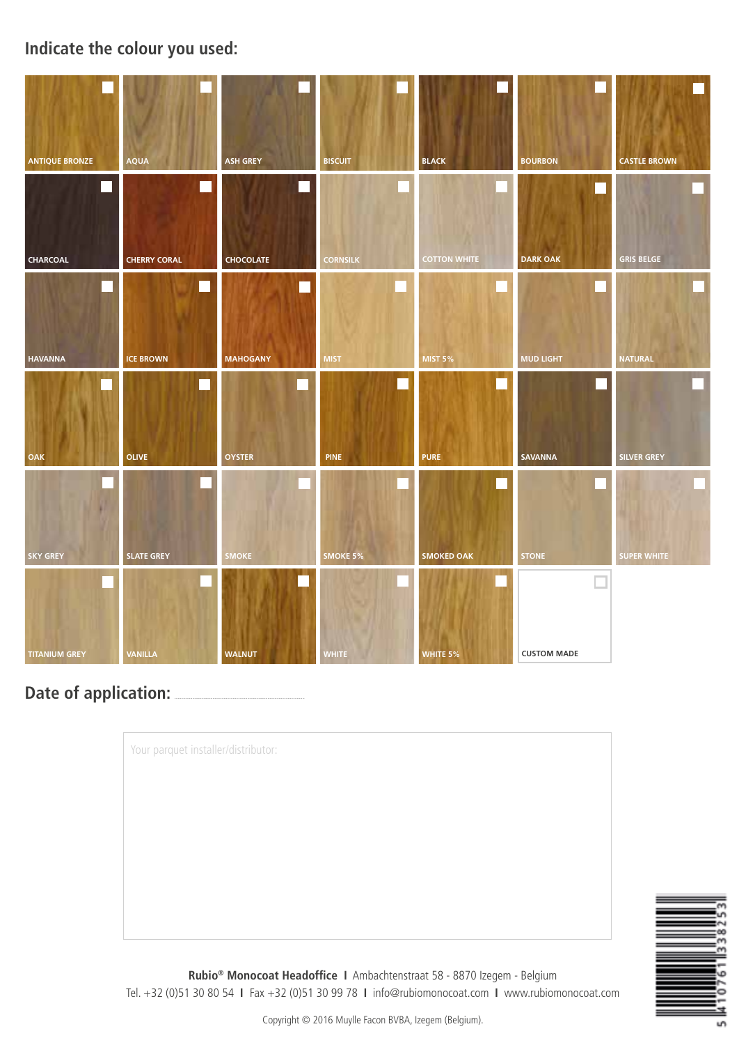## Indicate the colour you used:

- ☐ ANTIQUE BRONZE
- ☐ AQUA
- ☐ ASH GREY
- ☐ BISCUIT
- ☐ BLACK
- ☐ BOURBON
- ☐ CASTLE BROWN
- ☐ CHARCOAL
- ☐ CHERRY CORAL
- ☐ CHOCOLATE
- ☐ CORNSILK
- ☐ COTTON WHITE
- ☐ DARK OAK
- ☐ GRIS BELGE
- ☐ HAVANNA
- ☐ ICE BROWN
- ☐ MAHOGANY
- ☐ MIST
- ☐ MIST 5%
- ☐ MUD LIGHT
- ☐ NATURAL
- ☐ OAK
- ☐ OLIVE
- ☐ OYSTER
- ☐ PINE
- ☐ PURE
- ☐ SAVANNA
- ☐ SILVER GREY
- ☐ SKY GREY
- ☐ SLATE GREY
- ☐ SMOKE
- ☐ SMOKE 5%
- ☐ SMOKED OAK
- ☐ STONE
- ☐ SUPER WHITE
- ☐ TITANIUM GREY
- ☐ VANILLA
- ☐ WALNUT
- ☐ WHITE
- ☐ WHITE 5%
- ☐ CUSTOM MADE

## Date of application: ..............................

Your parquet installer/distributor:

**Rubio® Monocoat Headoffice** I Ambachtenstraat 58 - 8870 Izegem - Belgium
Tel. +32 (0)51 30 80 54 I Fax +32 (0)51 30 99 78 I info@rubiomonocoat.com I www.rubiomonocoat.com

Copyright © 2016 Muylle Facon BVBA, Izegem (Belgium).

5 410761 338253